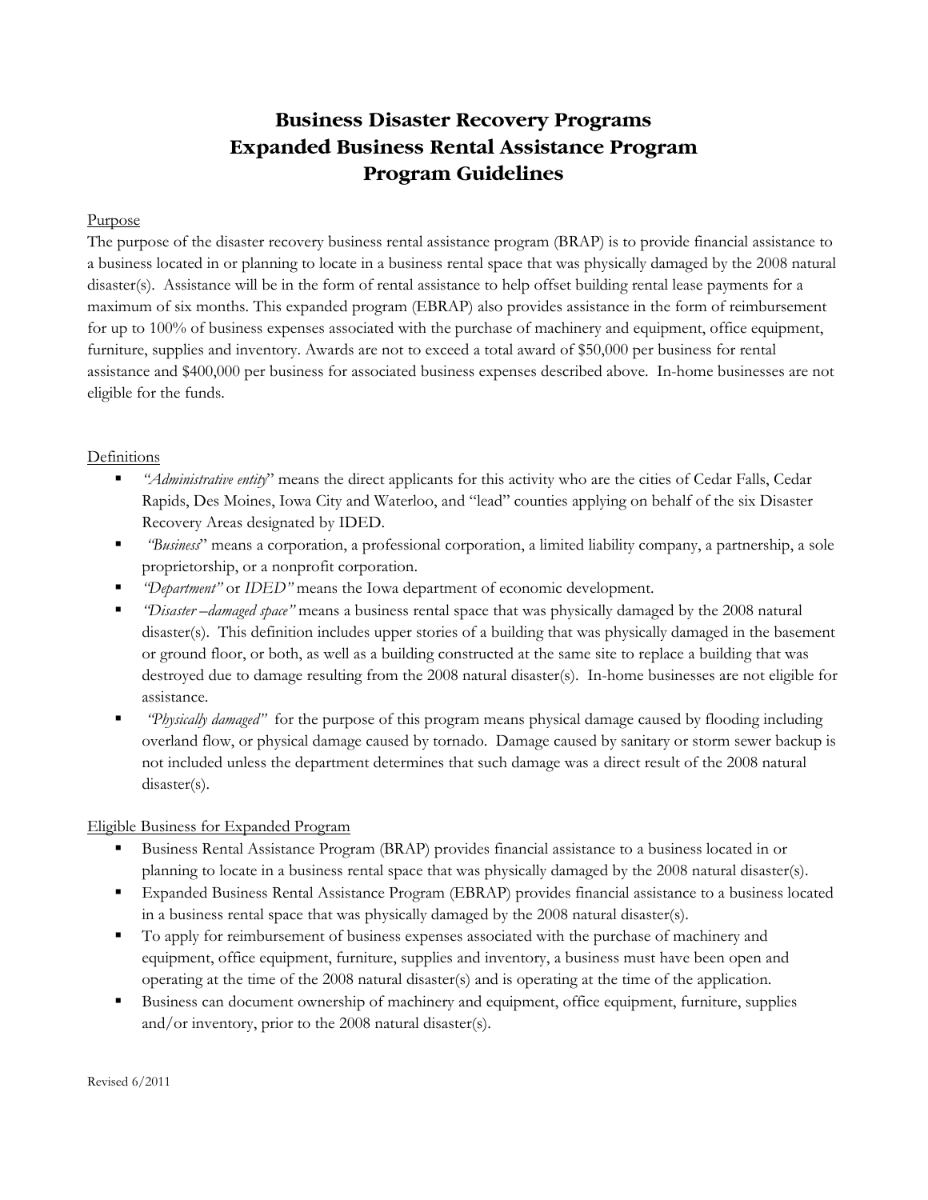# Business Disaster Recovery Programs
# Expanded Business Rental Assistance Program
# Program Guidelines

Purpose

The purpose of the disaster recovery business rental assistance program (BRAP) is to provide financial assistance to a business located in or planning to locate in a business rental space that was physically damaged by the 2008 natural disaster(s). Assistance will be in the form of rental assistance to help offset building rental lease payments for a maximum of six months. This expanded program (EBRAP) also provides assistance in the form of reimbursement for up to 100% of business expenses associated with the purchase of machinery and equipment, office equipment, furniture, supplies and inventory. Awards are not to exceed a total award of $50,000 per business for rental assistance and $400,000 per business for associated business expenses described above. In-home businesses are not eligible for the funds.

Definitions

- *"Administrative entity*" means the direct applicants for this activity who are the cities of Cedar Falls, Cedar Rapids, Des Moines, Iowa City and Waterloo, and "lead" counties applying on behalf of the six Disaster Recovery Areas designated by IDED.
- *"Business*" means a corporation, a professional corporation, a limited liability company, a partnership, a sole proprietorship, or a nonprofit corporation.
- *"Department"* or *IDED"* means the Iowa department of economic development.
- *"Disaster –damaged space"* means a business rental space that was physically damaged by the 2008 natural disaster(s). This definition includes upper stories of a building that was physically damaged in the basement or ground floor, or both, as well as a building constructed at the same site to replace a building that was destroyed due to damage resulting from the 2008 natural disaster(s). In-home businesses are not eligible for assistance.
- *"Physically damaged"* for the purpose of this program means physical damage caused by flooding including overland flow, or physical damage caused by tornado. Damage caused by sanitary or storm sewer backup is not included unless the department determines that such damage was a direct result of the 2008 natural disaster(s).

Eligible Business for Expanded Program

- Business Rental Assistance Program (BRAP) provides financial assistance to a business located in or planning to locate in a business rental space that was physically damaged by the 2008 natural disaster(s).
- Expanded Business Rental Assistance Program (EBRAP) provides financial assistance to a business located in a business rental space that was physically damaged by the 2008 natural disaster(s).
- To apply for reimbursement of business expenses associated with the purchase of machinery and equipment, office equipment, furniture, supplies and inventory, a business must have been open and operating at the time of the 2008 natural disaster(s) and is operating at the time of the application.
- Business can document ownership of machinery and equipment, office equipment, furniture, supplies and/or inventory, prior to the 2008 natural disaster(s).

Revised 6/2011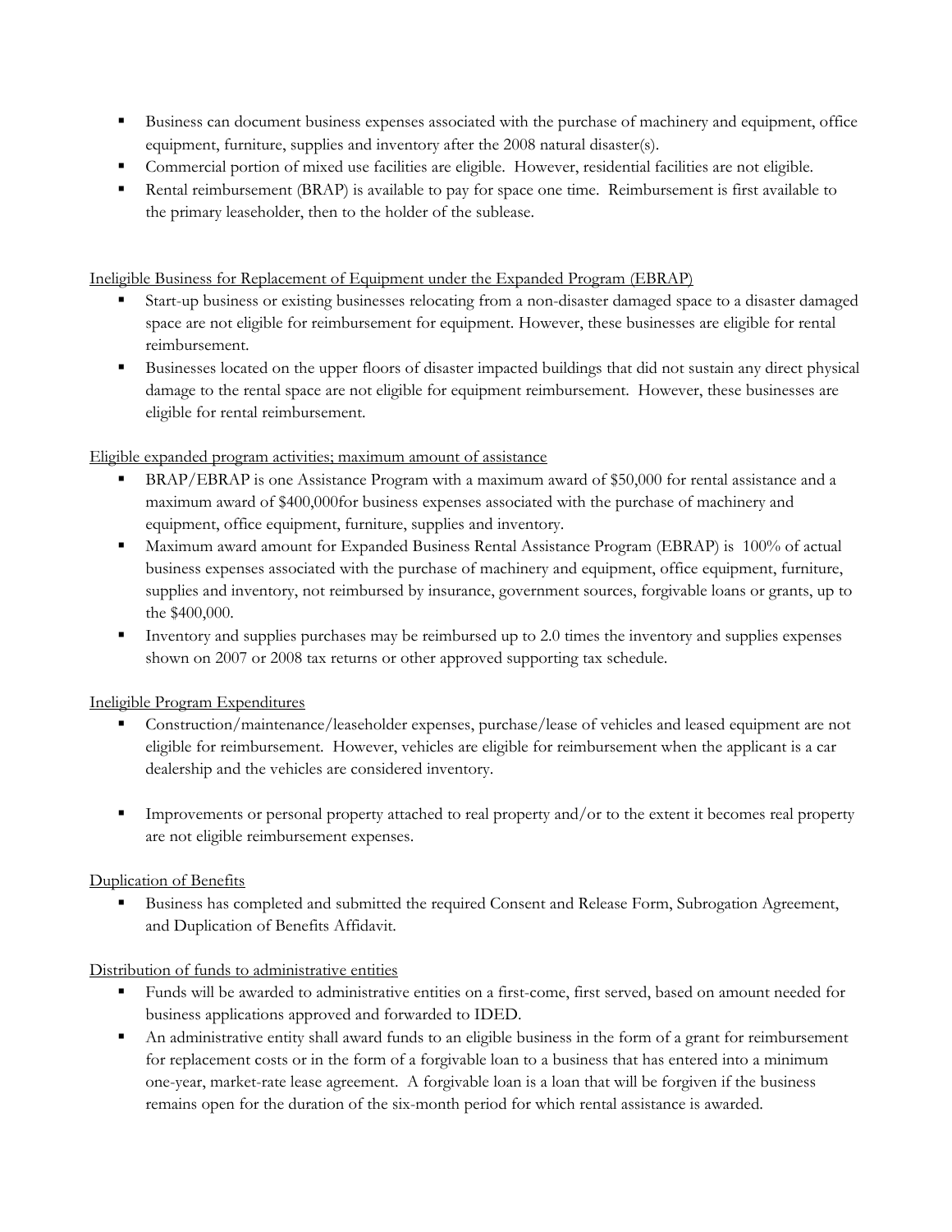- Business can document business expenses associated with the purchase of machinery and equipment, office equipment, furniture, supplies and inventory after the 2008 natural disaster(s).
- Commercial portion of mixed use facilities are eligible. However, residential facilities are not eligible.
- Rental reimbursement (BRAP) is available to pay for space one time. Reimbursement is first available to the primary leaseholder, then to the holder of the sublease.

<u>Ineligible Business for Replacement of Equipment under the Expanded Program (EBRAP)</u>

- Start-up business or existing businesses relocating from a non-disaster damaged space to a disaster damaged space are not eligible for reimbursement for equipment. However, these businesses are eligible for rental reimbursement.
- Businesses located on the upper floors of disaster impacted buildings that did not sustain any direct physical damage to the rental space are not eligible for equipment reimbursement. However, these businesses are eligible for rental reimbursement.

<u>Eligible expanded program activities; maximum amount of assistance</u>

- BRAP/EBRAP is one Assistance Program with a maximum award of $50,000 for rental assistance and a maximum award of $400,000for business expenses associated with the purchase of machinery and equipment, office equipment, furniture, supplies and inventory.
- Maximum award amount for Expanded Business Rental Assistance Program (EBRAP) is 100% of actual business expenses associated with the purchase of machinery and equipment, office equipment, furniture, supplies and inventory, not reimbursed by insurance, government sources, forgivable loans or grants, up to the $400,000.
- Inventory and supplies purchases may be reimbursed up to 2.0 times the inventory and supplies expenses shown on 2007 or 2008 tax returns or other approved supporting tax schedule.

<u>Ineligible Program Expenditures</u>

- Construction/maintenance/leaseholder expenses, purchase/lease of vehicles and leased equipment are not eligible for reimbursement. However, vehicles are eligible for reimbursement when the applicant is a car dealership and the vehicles are considered inventory.
- Improvements or personal property attached to real property and/or to the extent it becomes real property are not eligible reimbursement expenses.

<u>Duplication of Benefits</u>

- Business has completed and submitted the required Consent and Release Form, Subrogation Agreement, and Duplication of Benefits Affidavit.

<u>Distribution of funds to administrative entities</u>

- Funds will be awarded to administrative entities on a first-come, first served, based on amount needed for business applications approved and forwarded to IDED.
- An administrative entity shall award funds to an eligible business in the form of a grant for reimbursement for replacement costs or in the form of a forgivable loan to a business that has entered into a minimum one-year, market-rate lease agreement. A forgivable loan is a loan that will be forgiven if the business remains open for the duration of the six-month period for which rental assistance is awarded.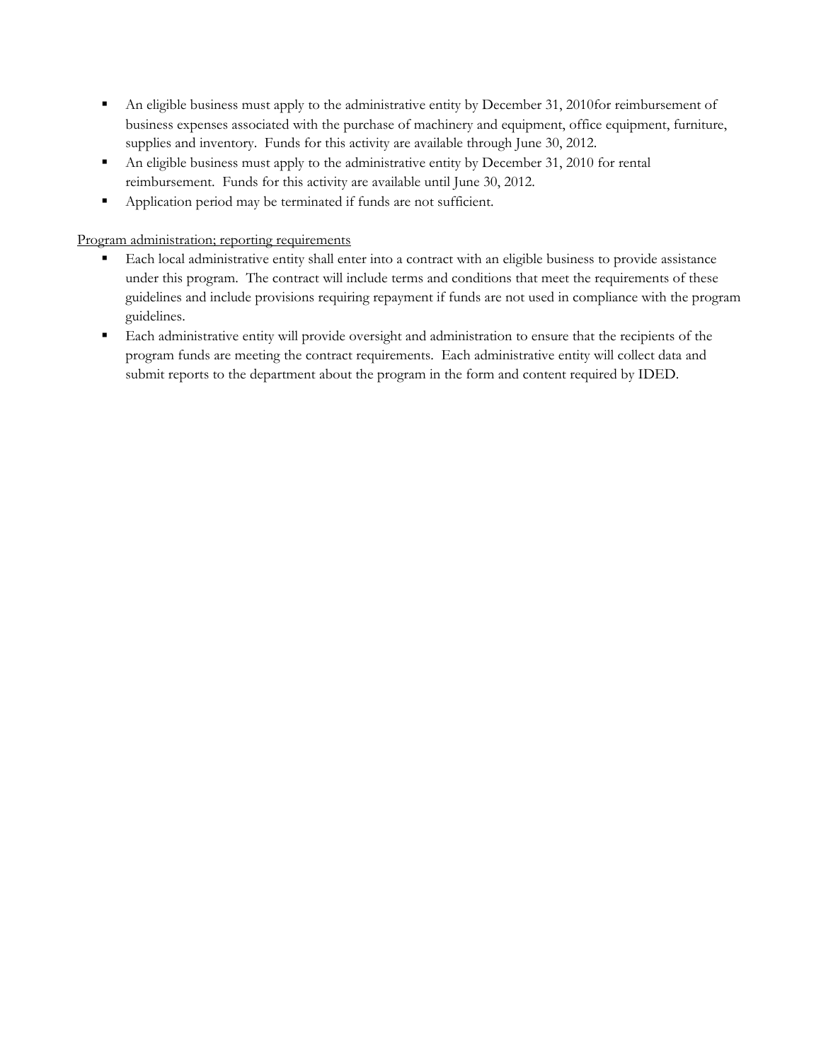- An eligible business must apply to the administrative entity by December 31, 2010for reimbursement of business expenses associated with the purchase of machinery and equipment, office equipment, furniture, supplies and inventory. Funds for this activity are available through June 30, 2012.
- An eligible business must apply to the administrative entity by December 31, 2010 for rental reimbursement. Funds for this activity are available until June 30, 2012.
- Application period may be terminated if funds are not sufficient.

<u>Program administration; reporting requirements</u>

- Each local administrative entity shall enter into a contract with an eligible business to provide assistance under this program. The contract will include terms and conditions that meet the requirements of these guidelines and include provisions requiring repayment if funds are not used in compliance with the program guidelines.
- Each administrative entity will provide oversight and administration to ensure that the recipients of the program funds are meeting the contract requirements. Each administrative entity will collect data and submit reports to the department about the program in the form and content required by IDED.